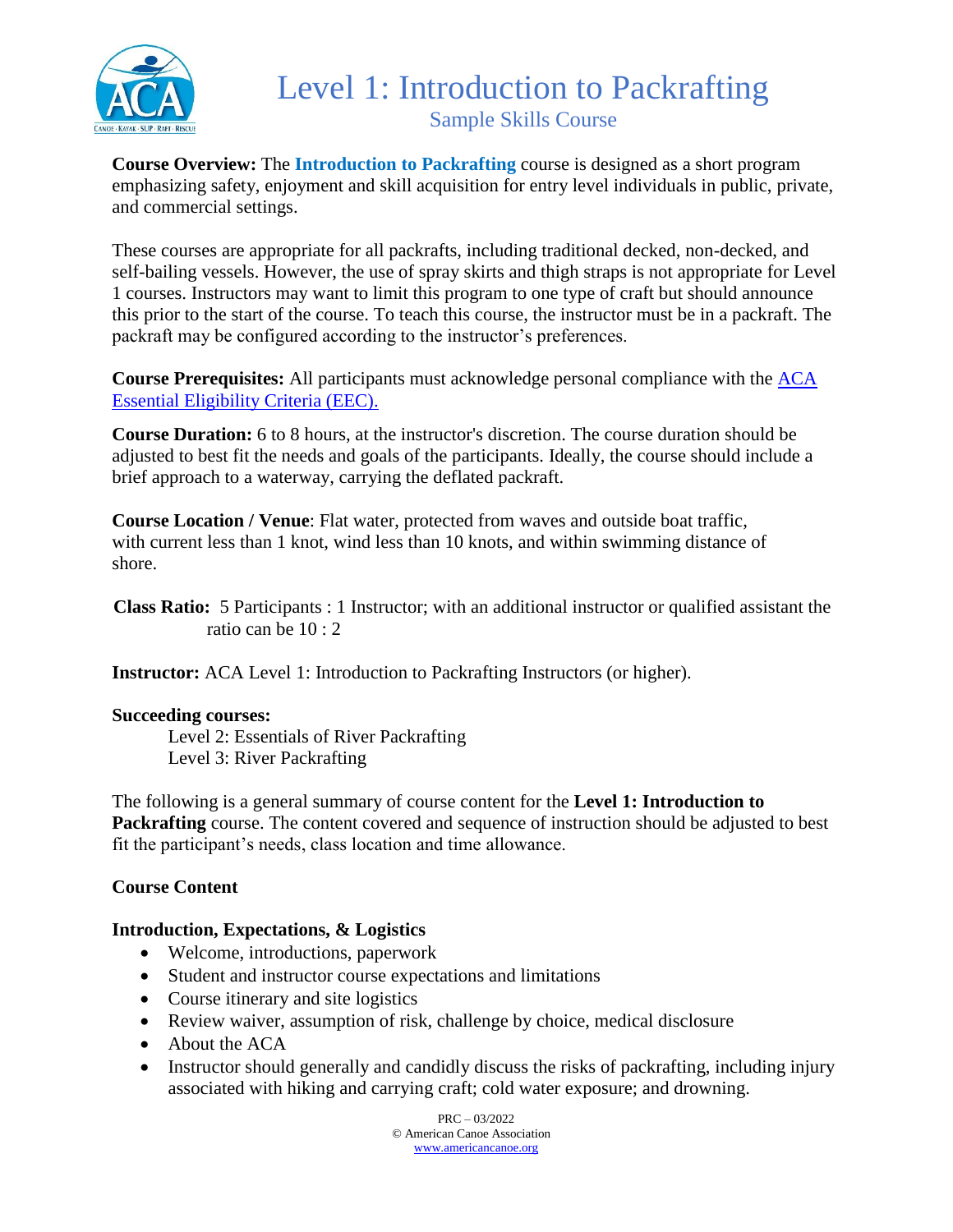# Level 1: Introduction to Packrafting

## Sample Skills Course

**Course Overview:** The **Introduction to Packrafting** course is designed as a short program emphasizing safety, enjoyment and skill acquisition for entry level individuals in public, private, and commercial settings.

These courses are appropriate for all packrafts, including traditional decked, non-decked, and self-bailing vessels. However, the use of spray skirts and thigh straps is not appropriate for Level 1 courses. Instructors may want to limit this program to one type of craft but should announce this prior to the start of the course. To teach this course, the instructor must be in a packraft. The packraft may be configured according to the instructor's preferences.

**Course Prerequisites:** All participants must acknowledge personal compliance with the [ACA Essential Eligibility Criteria (EEC).](#)

**Course Duration:** 6 to 8 hours, at the instructor's discretion. The course duration should be adjusted to best fit the needs and goals of the participants. Ideally, the course should include a brief approach to a waterway, carrying the deflated packraft.

**Course Location / Venue**: Flat water, protected from waves and outside boat traffic, with current less than 1 knot, wind less than 10 knots, and within swimming distance of shore.

**Class Ratio:** 5 Participants : 1 Instructor; with an additional instructor or qualified assistant the ratio can be 10 : 2

**Instructor:** ACA Level 1: Introduction to Packrafting Instructors (or higher).

**Succeeding courses:**

Level 2: Essentials of River Packrafting
Level 3: River Packrafting

The following is a general summary of course content for the **Level 1: Introduction to Packrafting** course. The content covered and sequence of instruction should be adjusted to best fit the participant's needs, class location and time allowance.

**Course Content**

**Introduction, Expectations, & Logistics**

- Welcome, introductions, paperwork
- Student and instructor course expectations and limitations
- Course itinerary and site logistics
- Review waiver, assumption of risk, challenge by choice, medical disclosure
- About the ACA
- Instructor should generally and candidly discuss the risks of packrafting, including injury associated with hiking and carrying craft; cold water exposure; and drowning.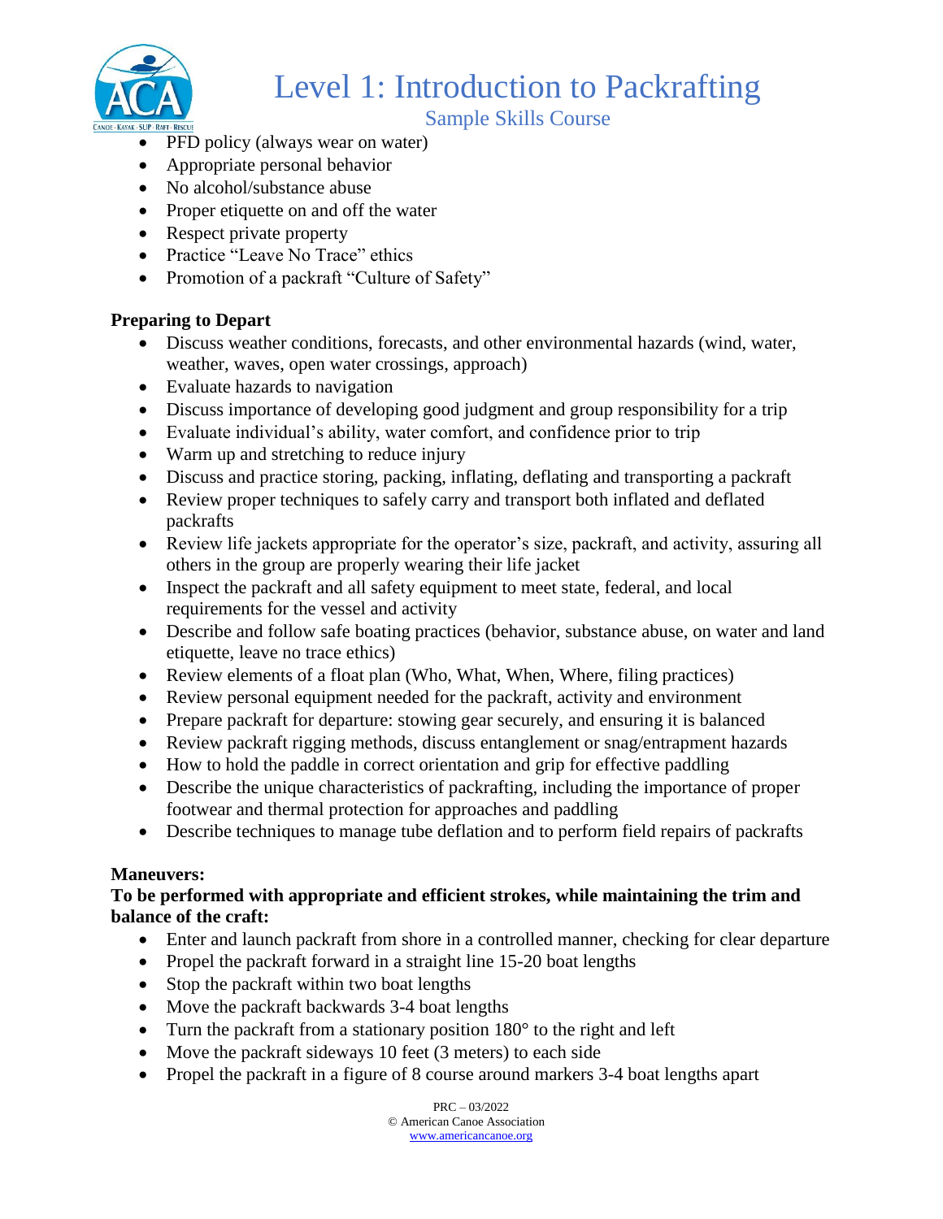- PFD policy (always wear on water)
- Appropriate personal behavior
- No alcohol/substance abuse
- Proper etiquette on and off the water
- Respect private property
- Practice "Leave No Trace" ethics
- Promotion of a packraft "Culture of Safety"

**Preparing to Depart**

- Discuss weather conditions, forecasts, and other environmental hazards (wind, water, weather, waves, open water crossings, approach)
- Evaluate hazards to navigation
- Discuss importance of developing good judgment and group responsibility for a trip
- Evaluate individual's ability, water comfort, and confidence prior to trip
- Warm up and stretching to reduce injury
- Discuss and practice storing, packing, inflating, deflating and transporting a packraft
- Review proper techniques to safely carry and transport both inflated and deflated packrafts
- Review life jackets appropriate for the operator's size, packraft, and activity, assuring all others in the group are properly wearing their life jacket
- Inspect the packraft and all safety equipment to meet state, federal, and local requirements for the vessel and activity
- Describe and follow safe boating practices (behavior, substance abuse, on water and land etiquette, leave no trace ethics)
- Review elements of a float plan (Who, What, When, Where, filing practices)
- Review personal equipment needed for the packraft, activity and environment
- Prepare packraft for departure: stowing gear securely, and ensuring it is balanced
- Review packraft rigging methods, discuss entanglement or snag/entrapment hazards
- How to hold the paddle in correct orientation and grip for effective paddling
- Describe the unique characteristics of packrafting, including the importance of proper footwear and thermal protection for approaches and paddling
- Describe techniques to manage tube deflation and to perform field repairs of packrafts

**Maneuvers:**
**To be performed with appropriate and efficient strokes, while maintaining the trim and balance of the craft:**

- Enter and launch packraft from shore in a controlled manner, checking for clear departure
- Propel the packraft forward in a straight line 15-20 boat lengths
- Stop the packraft within two boat lengths
- Move the packraft backwards 3-4 boat lengths
- Turn the packraft from a stationary position 180° to the right and left
- Move the packraft sideways 10 feet (3 meters) to each side
- Propel the packraft in a figure of 8 course around markers 3-4 boat lengths apart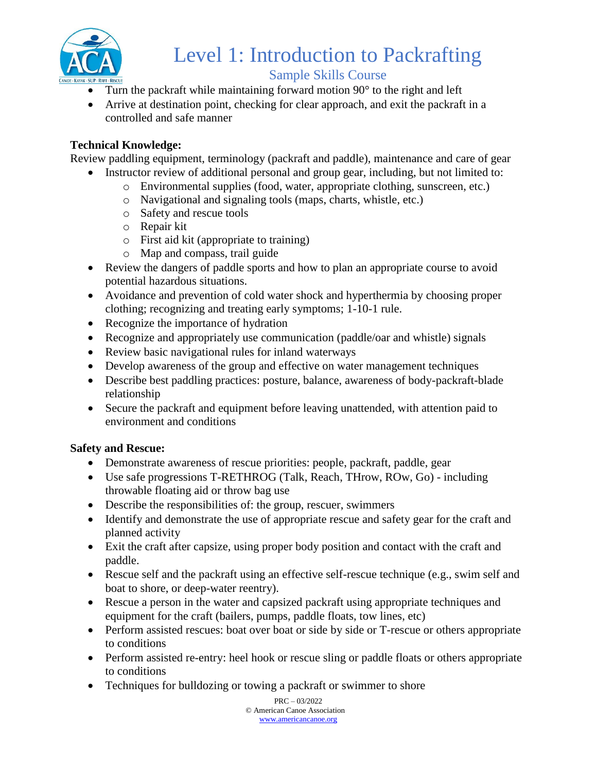- Turn the packraft while maintaining forward motion 90° to the right and left
- Arrive at destination point, checking for clear approach, and exit the packraft in a controlled and safe manner

**Technical Knowledge:**

Review paddling equipment, terminology (packraft and paddle), maintenance and care of gear

- Instructor review of additional personal and group gear, including, but not limited to:
    - Environmental supplies (food, water, appropriate clothing, sunscreen, etc.)
    - Navigational and signaling tools (maps, charts, whistle, etc.)
    - Safety and rescue tools
    - Repair kit
    - First aid kit (appropriate to training)
    - Map and compass, trail guide
- Review the dangers of paddle sports and how to plan an appropriate course to avoid potential hazardous situations.
- Avoidance and prevention of cold water shock and hyperthermia by choosing proper clothing; recognizing and treating early symptoms; 1-10-1 rule.
- Recognize the importance of hydration
- Recognize and appropriately use communication (paddle/oar and whistle) signals
- Review basic navigational rules for inland waterways
- Develop awareness of the group and effective on water management techniques
- Describe best paddling practices: posture, balance, awareness of body-packraft-blade relationship
- Secure the packraft and equipment before leaving unattended, with attention paid to environment and conditions

**Safety and Rescue:**

- Demonstrate awareness of rescue priorities: people, packraft, paddle, gear
- Use safe progressions T-RETHROG (Talk, Reach, THrow, ROw, Go) - including throwable floating aid or throw bag use
- Describe the responsibilities of: the group, rescuer, swimmers
- Identify and demonstrate the use of appropriate rescue and safety gear for the craft and planned activity
- Exit the craft after capsize, using proper body position and contact with the craft and paddle.
- Rescue self and the packraft using an effective self-rescue technique (e.g., swim self and boat to shore, or deep-water reentry).
- Rescue a person in the water and capsized packraft using appropriate techniques and equipment for the craft (bailers, pumps, paddle floats, tow lines, etc)
- Perform assisted rescues: boat over boat or side by side or T-rescue or others appropriate to conditions
- Perform assisted re-entry: heel hook or rescue sling or paddle floats or others appropriate to conditions
- Techniques for bulldozing or towing a packraft or swimmer to shore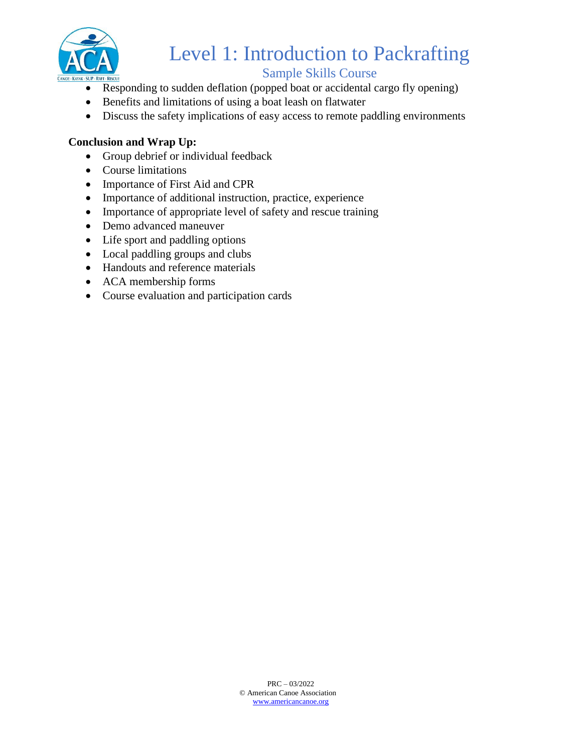- Responding to sudden deflation (popped boat or accidental cargo fly opening)
- Benefits and limitations of using a boat leash on flatwater
- Discuss the safety implications of easy access to remote paddling environments

**Conclusion and Wrap Up:**

- Group debrief or individual feedback
- Course limitations
- Importance of First Aid and CPR
- Importance of additional instruction, practice, experience
- Importance of appropriate level of safety and rescue training
- Demo advanced maneuver
- Life sport and paddling options
- Local paddling groups and clubs
- Handouts and reference materials
- ACA membership forms
- Course evaluation and participation cards